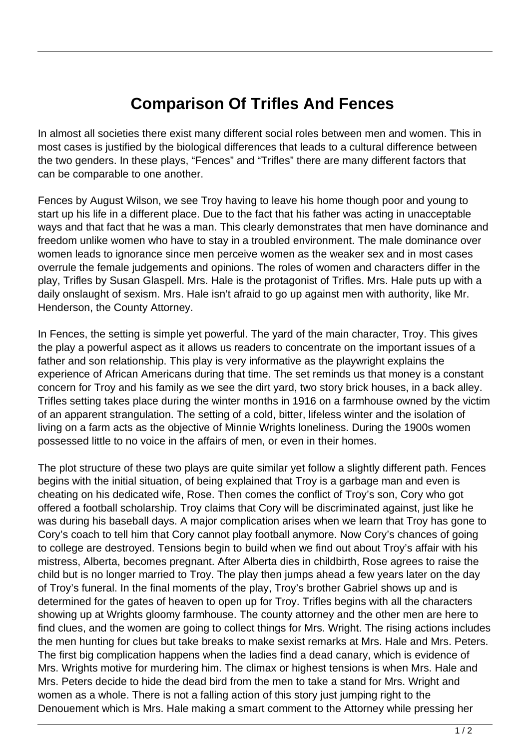# Comparison Of Trifles And Fences

In almost all societies there exist many different social roles between men and women. This in most cases is justified by the biological differences that leads to a cultural difference between the two genders. In these plays, “Fences” and “Trifles” there are many different factors that can be comparable to one another.

Fences by August Wilson, we see Troy having to leave his home though poor and young to start up his life in a different place. Due to the fact that his father was acting in unacceptable ways and that fact that he was a man. This clearly demonstrates that men have dominance and freedom unlike women who have to stay in a troubled environment. The male dominance over women leads to ignorance since men perceive women as the weaker sex and in most cases overrule the female judgements and opinions. The roles of women and characters differ in the play, Trifles by Susan Glaspell. Mrs. Hale is the protagonist of Trifles. Mrs. Hale puts up with a daily onslaught of sexism. Mrs. Hale isn’t afraid to go up against men with authority, like Mr. Henderson, the County Attorney.

In Fences, the setting is simple yet powerful. The yard of the main character, Troy. This gives the play a powerful aspect as it allows us readers to concentrate on the important issues of a father and son relationship. This play is very informative as the playwright explains the experience of African Americans during that time. The set reminds us that money is a constant concern for Troy and his family as we see the dirt yard, two story brick houses, in a back alley. Trifles setting takes place during the winter months in 1916 on a farmhouse owned by the victim of an apparent strangulation. The setting of a cold, bitter, lifeless winter and the isolation of living on a farm acts as the objective of Minnie Wrights loneliness. During the 1900s women possessed little to no voice in the affairs of men, or even in their homes.

The plot structure of these two plays are quite similar yet follow a slightly different path. Fences begins with the initial situation, of being explained that Troy is a garbage man and even is cheating on his dedicated wife, Rose. Then comes the conflict of Troy’s son, Cory who got offered a football scholarship. Troy claims that Cory will be discriminated against, just like he was during his baseball days. A major complication arises when we learn that Troy has gone to Cory’s coach to tell him that Cory cannot play football anymore. Now Cory’s chances of going to college are destroyed. Tensions begin to build when we find out about Troy’s affair with his mistress, Alberta, becomes pregnant. After Alberta dies in childbirth, Rose agrees to raise the child but is no longer married to Troy. The play then jumps ahead a few years later on the day of Troy’s funeral. In the final moments of the play, Troy’s brother Gabriel shows up and is determined for the gates of heaven to open up for Troy. Trifles begins with all the characters showing up at Wrights gloomy farmhouse. The county attorney and the other men are here to find clues, and the women are going to collect things for Mrs. Wright. The rising actions includes the men hunting for clues but take breaks to make sexist remarks at Mrs. Hale and Mrs. Peters. The first big complication happens when the ladies find a dead canary, which is evidence of Mrs. Wrights motive for murdering him. The climax or highest tensions is when Mrs. Hale and Mrs. Peters decide to hide the dead bird from the men to take a stand for Mrs. Wright and women as a whole. There is not a falling action of this story just jumping right to the Denouement which is Mrs. Hale making a smart comment to the Attorney while pressing her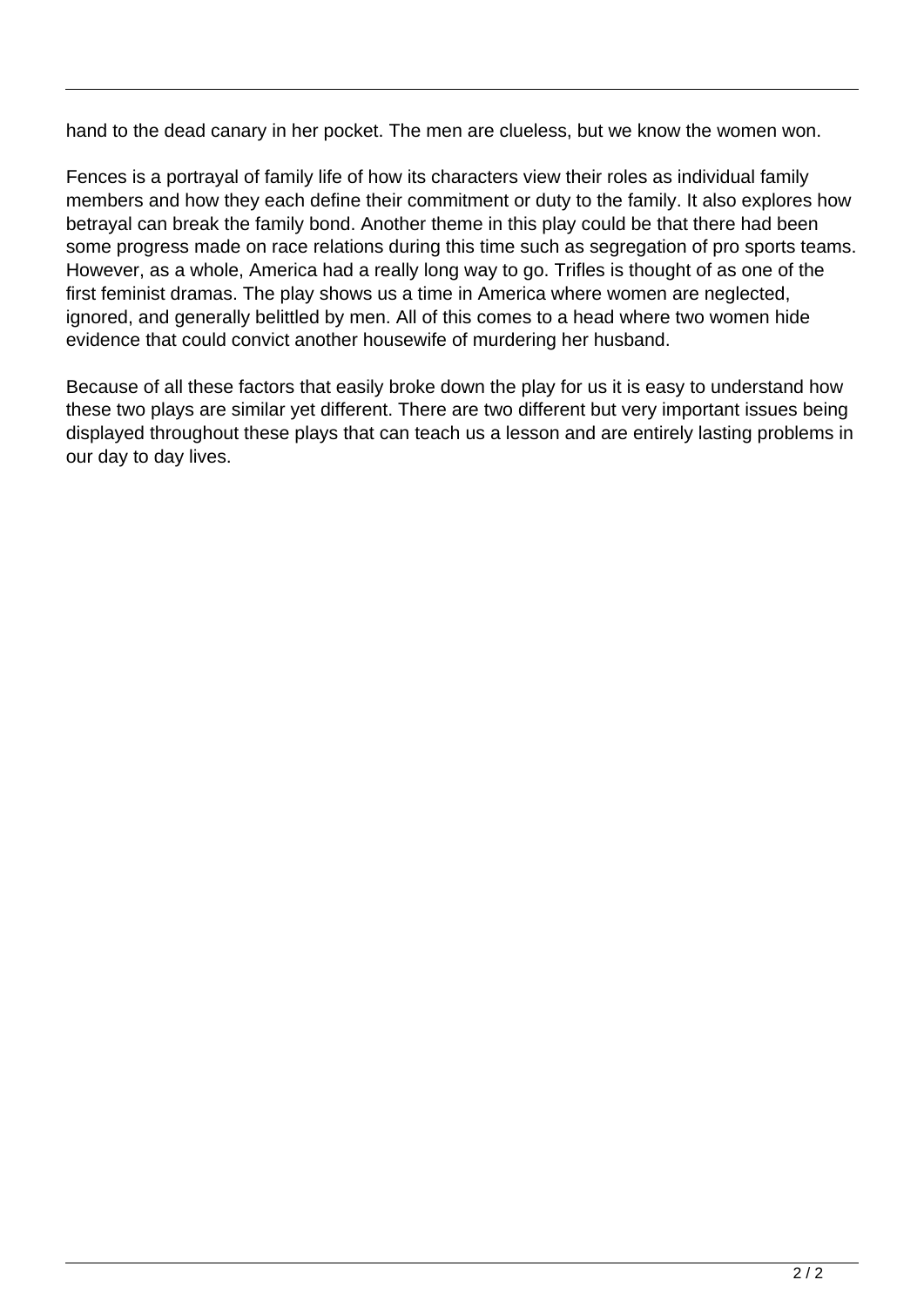hand to the dead canary in her pocket. The men are clueless, but we know the women won.

Fences is a portrayal of family life of how its characters view their roles as individual family members and how they each define their commitment or duty to the family. It also explores how betrayal can break the family bond. Another theme in this play could be that there had been some progress made on race relations during this time such as segregation of pro sports teams. However, as a whole, America had a really long way to go. Trifles is thought of as one of the first feminist dramas. The play shows us a time in America where women are neglected, ignored, and generally belittled by men. All of this comes to a head where two women hide evidence that could convict another housewife of murdering her husband.

Because of all these factors that easily broke down the play for us it is easy to understand how these two plays are similar yet different. There are two different but very important issues being displayed throughout these plays that can teach us a lesson and are entirely lasting problems in our day to day lives.